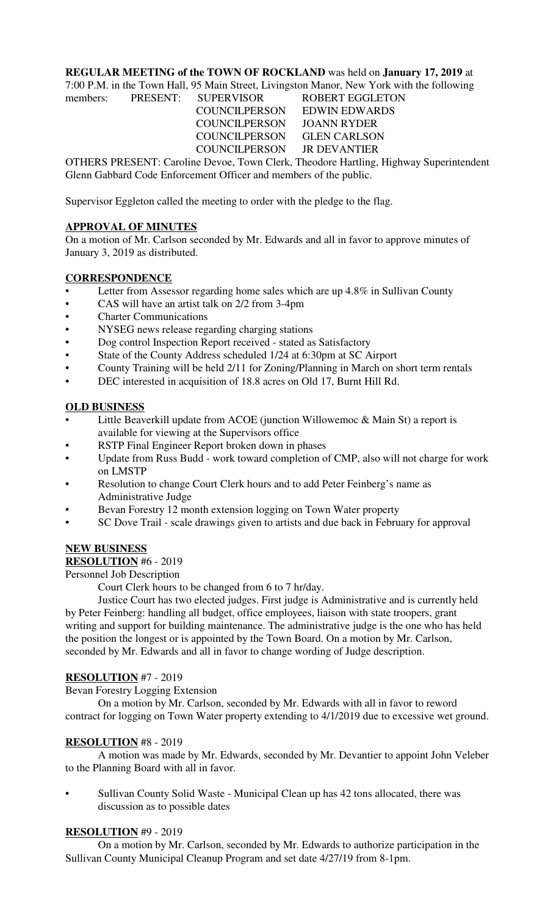**REGULAR MEETING of the TOWN OF ROCKLAND** was held on **January 17, 2019** at 7:00 P.M. in the Town Hall, 95 Main Street, Livingston Manor, New York with the following members: PRESENT:

| | |
|---|---|
| SUPERVISOR | ROBERT EGGLETON |
| COUNCILPERSON | EDWIN EDWARDS |
| COUNCILPERSON | JOANN RYDER |
| COUNCILPERSON | GLEN CARLSON |
| COUNCILPERSON | JR DEVANTIER |

OTHERS PRESENT: Caroline Devoe, Town Clerk, Theodore Hartling, Highway Superintendent Glenn Gabbard Code Enforcement Officer and members of the public.

Supervisor Eggleton called the meeting to order with the pledge to the flag.

**APPROVAL OF MINUTES**

On a motion of Mr. Carlson seconded by Mr. Edwards and all in favor to approve minutes of January 3, 2019 as distributed.

**CORRESPONDENCE**

- Letter from Assessor regarding home sales which are up 4.8% in Sullivan County
- CAS will have an artist talk on 2/2 from 3-4pm
- Charter Communications
- NYSEG news release regarding charging stations
- Dog control Inspection Report received - stated as Satisfactory
- State of the County Address scheduled 1/24 at 6:30pm at SC Airport
- County Training will be held 2/11 for Zoning/Planning in March on short term rentals
- DEC interested in acquisition of 18.8 acres on Old 17, Burnt Hill Rd.

**OLD BUSINESS**

- Little Beaverkill update from ACOE (junction Willowemoc & Main St) a report is available for viewing at the Supervisors office
- RSTP Final Engineer Report broken down in phases
- Update from Russ Budd - work toward completion of CMP, also will not charge for work on LMSTP
- Resolution to change Court Clerk hours and to add Peter Feinberg's name as Administrative Judge
- Bevan Forestry 12 month extension logging on Town Water property
- SC Dove Trail - scale drawings given to artists and due back in February for approval

**NEW BUSINESS**

**RESOLUTION** #6 - 2019

Personnel Job Description

Court Clerk hours to be changed from 6 to 7 hr/day.

Justice Court has two elected judges. First judge is Administrative and is currently held by Peter Feinberg: handling all budget, office employees, liaison with state troopers, grant writing and support for building maintenance. The administrative judge is the one who has held the position the longest or is appointed by the Town Board. On a motion by Mr. Carlson, seconded by Mr. Edwards and all in favor to change wording of Judge description.

**RESOLUTION** #7 - 2019

Bevan Forestry Logging Extension

On a motion by Mr. Carlson, seconded by Mr. Edwards with all in favor to reword contract for logging on Town Water property extending to 4/1/2019 due to excessive wet ground.

**RESOLUTION** #8 - 2019

A motion was made by Mr. Edwards, seconded by Mr. Devantier to appoint John Veleber to the Planning Board with all in favor.

- Sullivan County Solid Waste - Municipal Clean up has 42 tons allocated, there was discussion as to possible dates

**RESOLUTION** #9 - 2019

On a motion by Mr. Carlson, seconded by Mr. Edwards to authorize participation in the Sullivan County Municipal Cleanup Program and set date 4/27/19 from 8-1pm.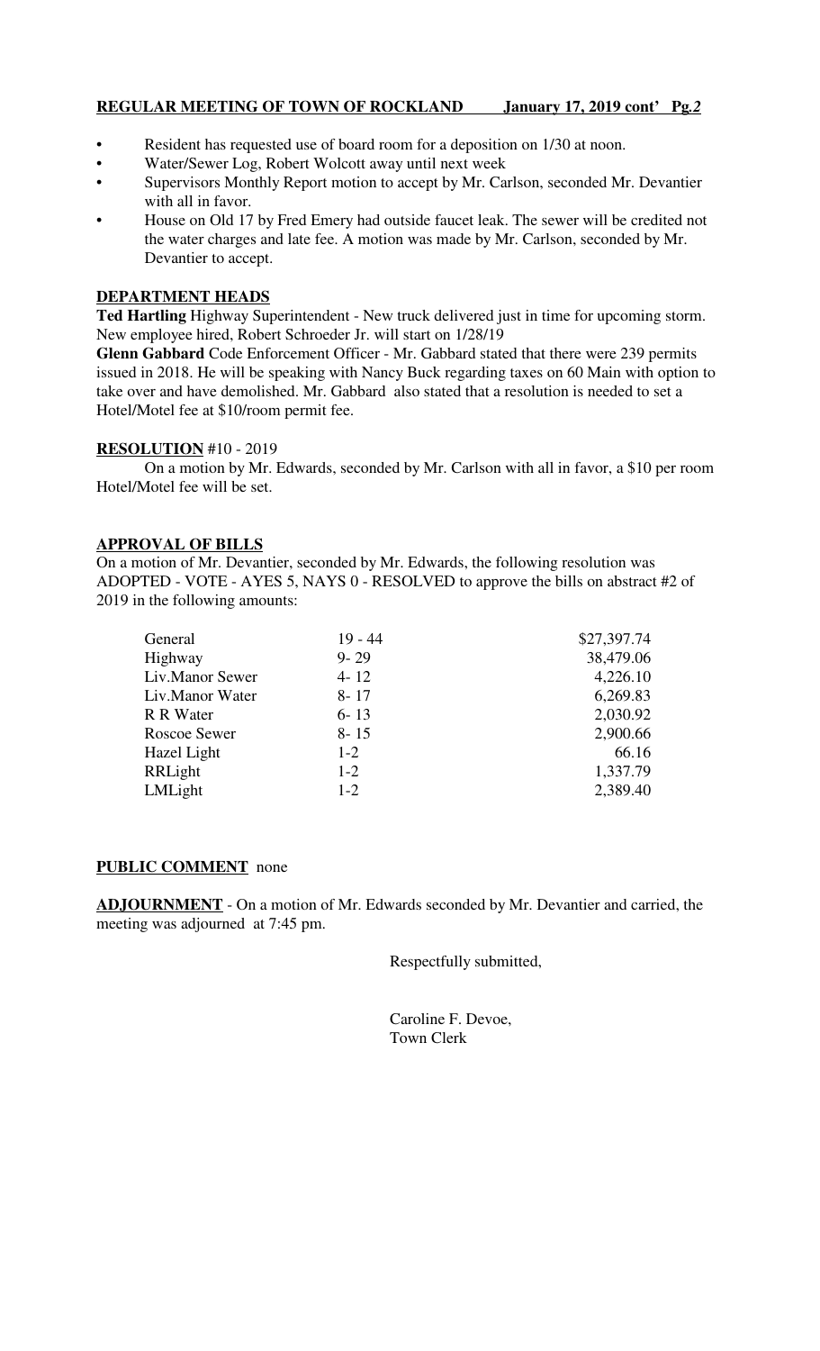- Resident has requested use of board room for a deposition on 1/30 at noon.
- Water/Sewer Log, Robert Wolcott away until next week
- Supervisors Monthly Report motion to accept by Mr. Carlson, seconded Mr. Devantier with all in favor.
- House on Old 17 by Fred Emery had outside faucet leak. The sewer will be credited not the water charges and late fee. A motion was made by Mr. Carlson, seconded by Mr. Devantier to accept.

## DEPARTMENT HEADS

**Ted Hartling** Highway Superintendent - New truck delivered just in time for upcoming storm. New employee hired, Robert Schroeder Jr. will start on 1/28/19

**Glenn Gabbard** Code Enforcement Officer - Mr. Gabbard stated that there were 239 permits issued in 2018. He will be speaking with Nancy Buck regarding taxes on 60 Main with option to take over and have demolished. Mr. Gabbard also stated that a resolution is needed to set a Hotel/Motel fee at $10/room permit fee.

**RESOLUTION** #10 - 2019

On a motion by Mr. Edwards, seconded by Mr. Carlson with all in favor, a $10 per room Hotel/Motel fee will be set.

## APPROVAL OF BILLS

On a motion of Mr. Devantier, seconded by Mr. Edwards, the following resolution was ADOPTED - VOTE - AYES 5, NAYS 0 - RESOLVED to approve the bills on abstract #2 of 2019 in the following amounts:

| | | |
|---|---|---|
| General | 19 - 44 | $27,397.74 |
| Highway | 9- 29 | 38,479.06 |
| Liv.Manor Sewer | 4- 12 | 4,226.10 |
| Liv.Manor Water | 8- 17 | 6,269.83 |
| R R Water | 6- 13 | 2,030.92 |
| Roscoe Sewer | 8- 15 | 2,900.66 |
| Hazel Light | 1-2 | 66.16 |
| RRLight | 1-2 | 1,337.79 |
| LMLight | 1-2 | 2,389.40 |

**PUBLIC COMMENT** none

**ADJOURNMENT** - On a motion of Mr. Edwards seconded by Mr. Devantier and carried, the meeting was adjourned at 7:45 pm.

Respectfully submitted,

Caroline F. Devoe,
Town Clerk